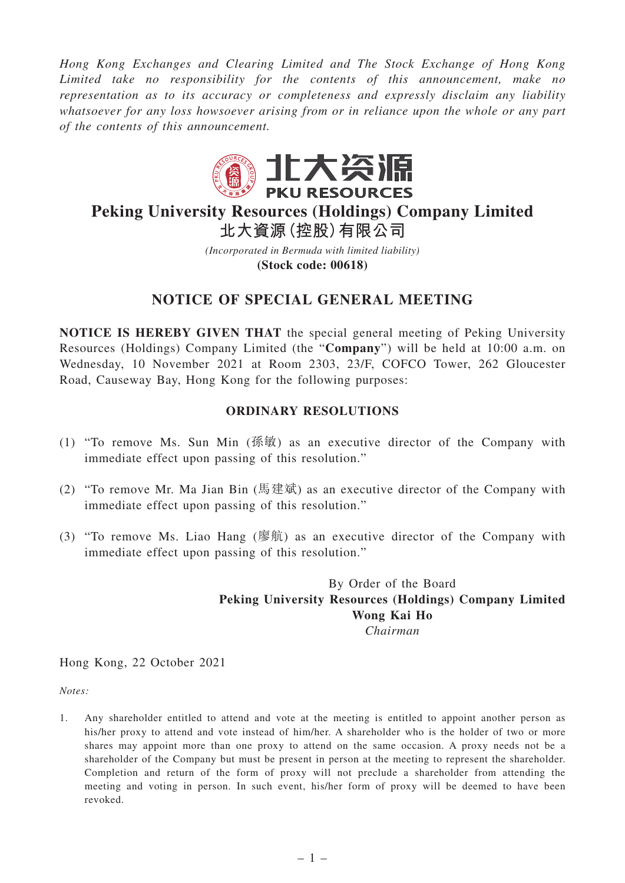*Hong Kong Exchanges and Clearing Limited and The Stock Exchange of Hong Kong Limited take no responsibility for the contents of this announcement, make no representation as to its accuracy or completeness and expressly disclaim any liability whatsoever for any loss howsoever arising from or in reliance upon the whole or any part of the contents of this announcement.*

北大资源
PKU RESOURCES

# Peking University Resources (Holdings) Company Limited
# 北大資源(控股)有限公司

*(Incorporated in Bermuda with limited liability)*
**(Stock code: 00618)**

## NOTICE OF SPECIAL GENERAL MEETING

**NOTICE IS HEREBY GIVEN THAT** the special general meeting of Peking University Resources (Holdings) Company Limited (the "**Company**") will be held at 10:00 a.m. on Wednesday, 10 November 2021 at Room 2303, 23/F, COFCO Tower, 262 Gloucester Road, Causeway Bay, Hong Kong for the following purposes:

### ORDINARY RESOLUTIONS

(1) "To remove Ms. Sun Min (孫敏) as an executive director of the Company with immediate effect upon passing of this resolution."

(2) "To remove Mr. Ma Jian Bin (馬建斌) as an executive director of the Company with immediate effect upon passing of this resolution."

(3) "To remove Ms. Liao Hang (廖航) as an executive director of the Company with immediate effect upon passing of this resolution."

By Order of the Board
**Peking University Resources (Holdings) Company Limited**
**Wong Kai Ho**
*Chairman*

Hong Kong, 22 October 2021

*Notes:*

1. Any shareholder entitled to attend and vote at the meeting is entitled to appoint another person as his/her proxy to attend and vote instead of him/her. A shareholder who is the holder of two or more shares may appoint more than one proxy to attend on the same occasion. A proxy needs not be a shareholder of the Company but must be present in person at the meeting to represent the shareholder. Completion and return of the form of proxy will not preclude a shareholder from attending the meeting and voting in person. In such event, his/her form of proxy will be deemed to have been revoked.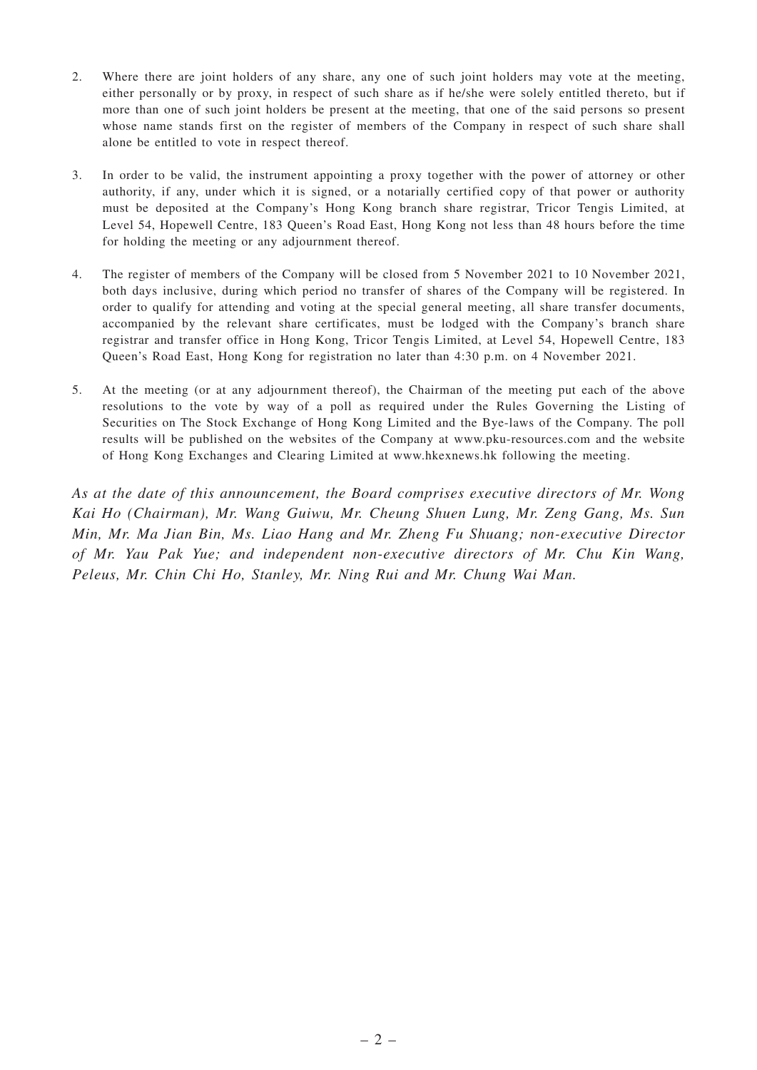2. Where there are joint holders of any share, any one of such joint holders may vote at the meeting, either personally or by proxy, in respect of such share as if he/she were solely entitled thereto, but if more than one of such joint holders be present at the meeting, that one of the said persons so present whose name stands first on the register of members of the Company in respect of such share shall alone be entitled to vote in respect thereof.

3. In order to be valid, the instrument appointing a proxy together with the power of attorney or other authority, if any, under which it is signed, or a notarially certified copy of that power or authority must be deposited at the Company's Hong Kong branch share registrar, Tricor Tengis Limited, at Level 54, Hopewell Centre, 183 Queen's Road East, Hong Kong not less than 48 hours before the time for holding the meeting or any adjournment thereof.

4. The register of members of the Company will be closed from 5 November 2021 to 10 November 2021, both days inclusive, during which period no transfer of shares of the Company will be registered. In order to qualify for attending and voting at the special general meeting, all share transfer documents, accompanied by the relevant share certificates, must be lodged with the Company's branch share registrar and transfer office in Hong Kong, Tricor Tengis Limited, at Level 54, Hopewell Centre, 183 Queen's Road East, Hong Kong for registration no later than 4:30 p.m. on 4 November 2021.

5. At the meeting (or at any adjournment thereof), the Chairman of the meeting put each of the above resolutions to the vote by way of a poll as required under the Rules Governing the Listing of Securities on The Stock Exchange of Hong Kong Limited and the Bye-laws of the Company. The poll results will be published on the websites of the Company at www.pku-resources.com and the website of Hong Kong Exchanges and Clearing Limited at www.hkexnews.hk following the meeting.

*As at the date of this announcement, the Board comprises executive directors of Mr. Wong Kai Ho (Chairman), Mr. Wang Guiwu, Mr. Cheung Shuen Lung, Mr. Zeng Gang, Ms. Sun Min, Mr. Ma Jian Bin, Ms. Liao Hang and Mr. Zheng Fu Shuang; non-executive Director of Mr. Yau Pak Yue; and independent non-executive directors of Mr. Chu Kin Wang, Peleus, Mr. Chin Chi Ho, Stanley, Mr. Ning Rui and Mr. Chung Wai Man.*